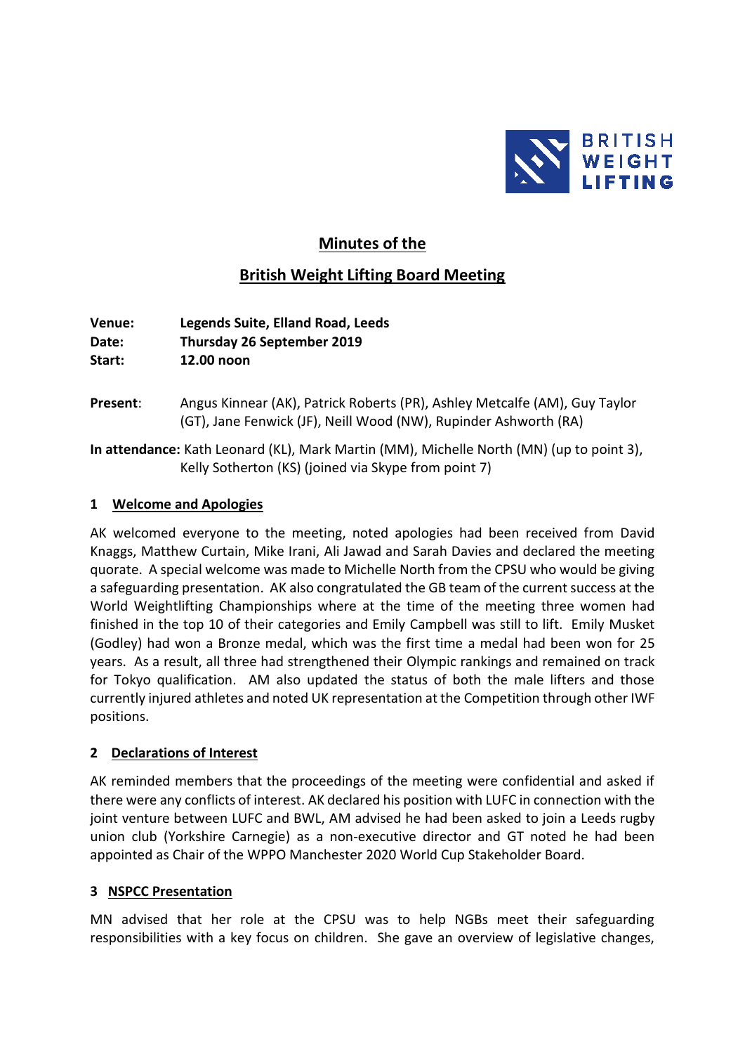# Minutes of the

# British Weight Lifting Board Meeting

**Venue:** **Legends Suite, Elland Road, Leeds**
**Date:** **Thursday 26 September 2019**
**Start:** **12.00 noon**

**Present**: Angus Kinnear (AK), Patrick Roberts (PR), Ashley Metcalfe (AM), Guy Taylor (GT), Jane Fenwick (JF), Neill Wood (NW), Rupinder Ashworth (RA)

**In attendance:** Kath Leonard (KL), Mark Martin (MM), Michelle North (MN) (up to point 3), Kelly Sotherton (KS) (joined via Skype from point 7)

## 1 Welcome and Apologies

AK welcomed everyone to the meeting, noted apologies had been received from David Knaggs, Matthew Curtain, Mike Irani, Ali Jawad and Sarah Davies and declared the meeting quorate. A special welcome was made to Michelle North from the CPSU who would be giving a safeguarding presentation. AK also congratulated the GB team of the current success at the World Weightlifting Championships where at the time of the meeting three women had finished in the top 10 of their categories and Emily Campbell was still to lift. Emily Musket (Godley) had won a Bronze medal, which was the first time a medal had been won for 25 years. As a result, all three had strengthened their Olympic rankings and remained on track for Tokyo qualification. AM also updated the status of both the male lifters and those currently injured athletes and noted UK representation at the Competition through other IWF positions.

## 2 Declarations of Interest

AK reminded members that the proceedings of the meeting were confidential and asked if there were any conflicts of interest. AK declared his position with LUFC in connection with the joint venture between LUFC and BWL, AM advised he had been asked to join a Leeds rugby union club (Yorkshire Carnegie) as a non-executive director and GT noted he had been appointed as Chair of the WPPO Manchester 2020 World Cup Stakeholder Board.

## 3 NSPCC Presentation

MN advised that her role at the CPSU was to help NGBs meet their safeguarding responsibilities with a key focus on children. She gave an overview of legislative changes,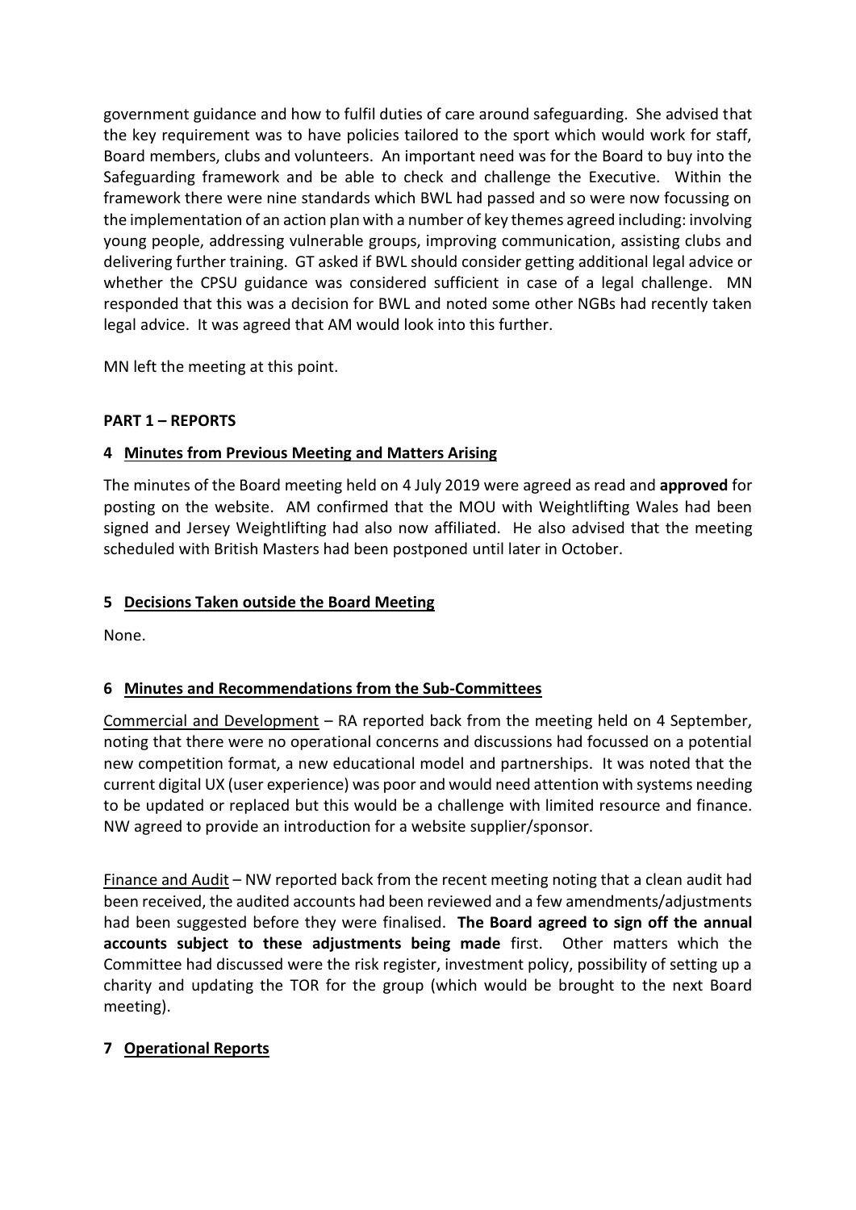government guidance and how to fulfil duties of care around safeguarding. She advised that the key requirement was to have policies tailored to the sport which would work for staff, Board members, clubs and volunteers. An important need was for the Board to buy into the Safeguarding framework and be able to check and challenge the Executive. Within the framework there were nine standards which BWL had passed and so were now focussing on the implementation of an action plan with a number of key themes agreed including: involving young people, addressing vulnerable groups, improving communication, assisting clubs and delivering further training. GT asked if BWL should consider getting additional legal advice or whether the CPSU guidance was considered sufficient in case of a legal challenge. MN responded that this was a decision for BWL and noted some other NGBs had recently taken legal advice. It was agreed that AM would look into this further.

MN left the meeting at this point.

**PART 1 – REPORTS**

**4 <u>Minutes from Previous Meeting and Matters Arising</u>**

The minutes of the Board meeting held on 4 July 2019 were agreed as read and **approved** for posting on the website. AM confirmed that the MOU with Weightlifting Wales had been signed and Jersey Weightlifting had also now affiliated. He also advised that the meeting scheduled with British Masters had been postponed until later in October.

**5 <u>Decisions Taken outside the Board Meeting</u>**

None.

**6 <u>Minutes and Recommendations from the Sub-Committees</u>**

<u>Commercial and Development</u> – RA reported back from the meeting held on 4 September, noting that there were no operational concerns and discussions had focussed on a potential new competition format, a new educational model and partnerships. It was noted that the current digital UX (user experience) was poor and would need attention with systems needing to be updated or replaced but this would be a challenge with limited resource and finance. NW agreed to provide an introduction for a website supplier/sponsor.

<u>Finance and Audit</u> – NW reported back from the recent meeting noting that a clean audit had been received, the audited accounts had been reviewed and a few amendments/adjustments had been suggested before they were finalised. **The Board agreed to sign off the annual accounts subject to these adjustments being made** first. Other matters which the Committee had discussed were the risk register, investment policy, possibility of setting up a charity and updating the TOR for the group (which would be brought to the next Board meeting).

**7 <u>Operational Reports</u>**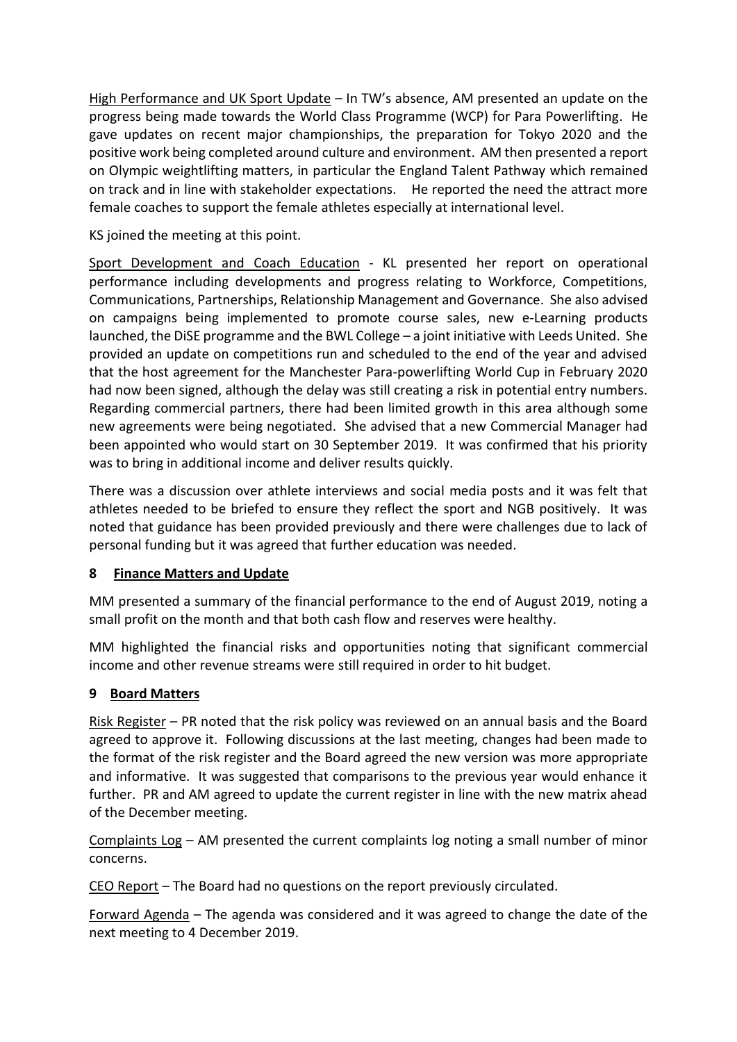High Performance and UK Sport Update – In TW's absence, AM presented an update on the progress being made towards the World Class Programme (WCP) for Para Powerlifting. He gave updates on recent major championships, the preparation for Tokyo 2020 and the positive work being completed around culture and environment. AM then presented a report on Olympic weightlifting matters, in particular the England Talent Pathway which remained on track and in line with stakeholder expectations. He reported the need the attract more female coaches to support the female athletes especially at international level.

KS joined the meeting at this point.

Sport Development and Coach Education - KL presented her report on operational performance including developments and progress relating to Workforce, Competitions, Communications, Partnerships, Relationship Management and Governance. She also advised on campaigns being implemented to promote course sales, new e-Learning products launched, the DiSE programme and the BWL College – a joint initiative with Leeds United. She provided an update on competitions run and scheduled to the end of the year and advised that the host agreement for the Manchester Para-powerlifting World Cup in February 2020 had now been signed, although the delay was still creating a risk in potential entry numbers. Regarding commercial partners, there had been limited growth in this area although some new agreements were being negotiated. She advised that a new Commercial Manager had been appointed who would start on 30 September 2019. It was confirmed that his priority was to bring in additional income and deliver results quickly.

There was a discussion over athlete interviews and social media posts and it was felt that athletes needed to be briefed to ensure they reflect the sport and NGB positively. It was noted that guidance has been provided previously and there were challenges due to lack of personal funding but it was agreed that further education was needed.

## 8 Finance Matters and Update

MM presented a summary of the financial performance to the end of August 2019, noting a small profit on the month and that both cash flow and reserves were healthy.

MM highlighted the financial risks and opportunities noting that significant commercial income and other revenue streams were still required in order to hit budget.

## 9 Board Matters

Risk Register – PR noted that the risk policy was reviewed on an annual basis and the Board agreed to approve it. Following discussions at the last meeting, changes had been made to the format of the risk register and the Board agreed the new version was more appropriate and informative. It was suggested that comparisons to the previous year would enhance it further. PR and AM agreed to update the current register in line with the new matrix ahead of the December meeting.

Complaints Log – AM presented the current complaints log noting a small number of minor concerns.

CEO Report – The Board had no questions on the report previously circulated.

Forward Agenda – The agenda was considered and it was agreed to change the date of the next meeting to 4 December 2019.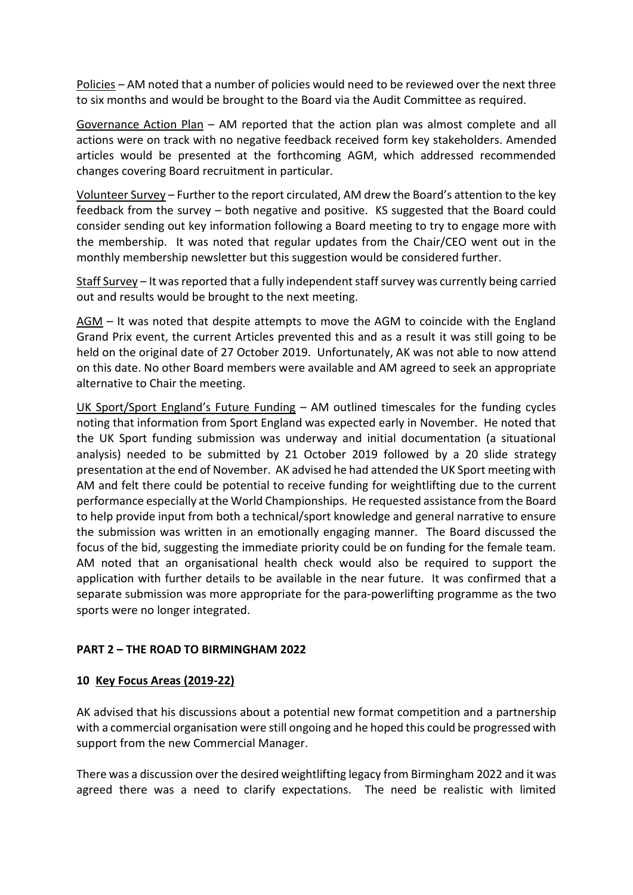Policies – AM noted that a number of policies would need to be reviewed over the next three to six months and would be brought to the Board via the Audit Committee as required.

Governance Action Plan – AM reported that the action plan was almost complete and all actions were on track with no negative feedback received form key stakeholders. Amended articles would be presented at the forthcoming AGM, which addressed recommended changes covering Board recruitment in particular.

Volunteer Survey – Further to the report circulated, AM drew the Board's attention to the key feedback from the survey – both negative and positive. KS suggested that the Board could consider sending out key information following a Board meeting to try to engage more with the membership. It was noted that regular updates from the Chair/CEO went out in the monthly membership newsletter but this suggestion would be considered further.

Staff Survey – It was reported that a fully independent staff survey was currently being carried out and results would be brought to the next meeting.

AGM – It was noted that despite attempts to move the AGM to coincide with the England Grand Prix event, the current Articles prevented this and as a result it was still going to be held on the original date of 27 October 2019. Unfortunately, AK was not able to now attend on this date. No other Board members were available and AM agreed to seek an appropriate alternative to Chair the meeting.

UK Sport/Sport England's Future Funding – AM outlined timescales for the funding cycles noting that information from Sport England was expected early in November. He noted that the UK Sport funding submission was underway and initial documentation (a situational analysis) needed to be submitted by 21 October 2019 followed by a 20 slide strategy presentation at the end of November. AK advised he had attended the UK Sport meeting with AM and felt there could be potential to receive funding for weightlifting due to the current performance especially at the World Championships. He requested assistance from the Board to help provide input from both a technical/sport knowledge and general narrative to ensure the submission was written in an emotionally engaging manner. The Board discussed the focus of the bid, suggesting the immediate priority could be on funding for the female team. AM noted that an organisational health check would also be required to support the application with further details to be available in the near future. It was confirmed that a separate submission was more appropriate for the para-powerlifting programme as the two sports were no longer integrated.

**PART 2 – THE ROAD TO BIRMINGHAM 2022**

**10 Key Focus Areas (2019-22)**

AK advised that his discussions about a potential new format competition and a partnership with a commercial organisation were still ongoing and he hoped this could be progressed with support from the new Commercial Manager.

There was a discussion over the desired weightlifting legacy from Birmingham 2022 and it was agreed there was a need to clarify expectations. The need be realistic with limited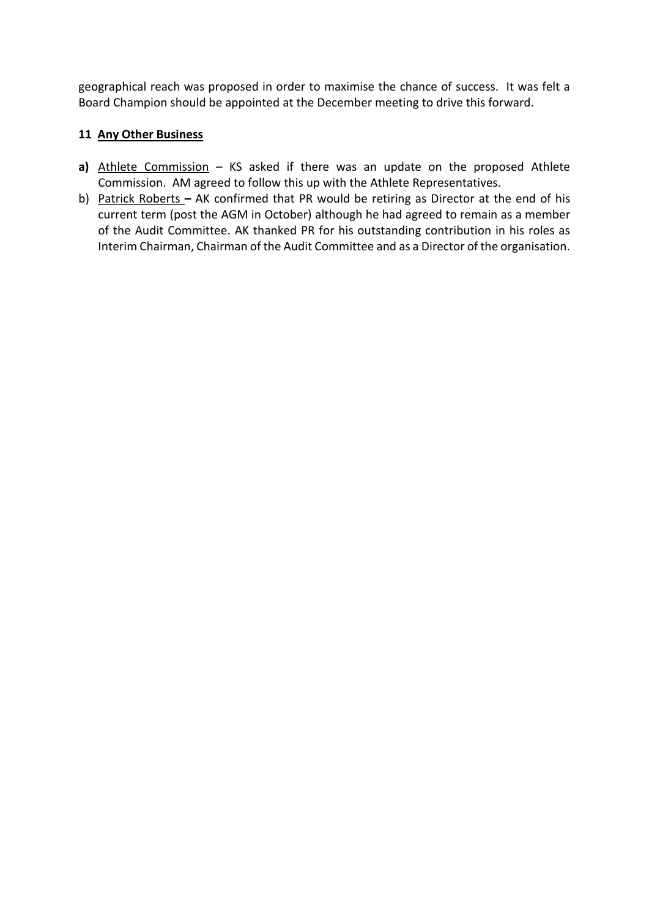geographical reach was proposed in order to maximise the chance of success. It was felt a Board Champion should be appointed at the December meeting to drive this forward.

**11 Any Other Business**

**a)** Athlete Commission – KS asked if there was an update on the proposed Athlete Commission. AM agreed to follow this up with the Athlete Representatives.

b) Patrick Roberts **–** AK confirmed that PR would be retiring as Director at the end of his current term (post the AGM in October) although he had agreed to remain as a member of the Audit Committee. AK thanked PR for his outstanding contribution in his roles as Interim Chairman, Chairman of the Audit Committee and as a Director of the organisation.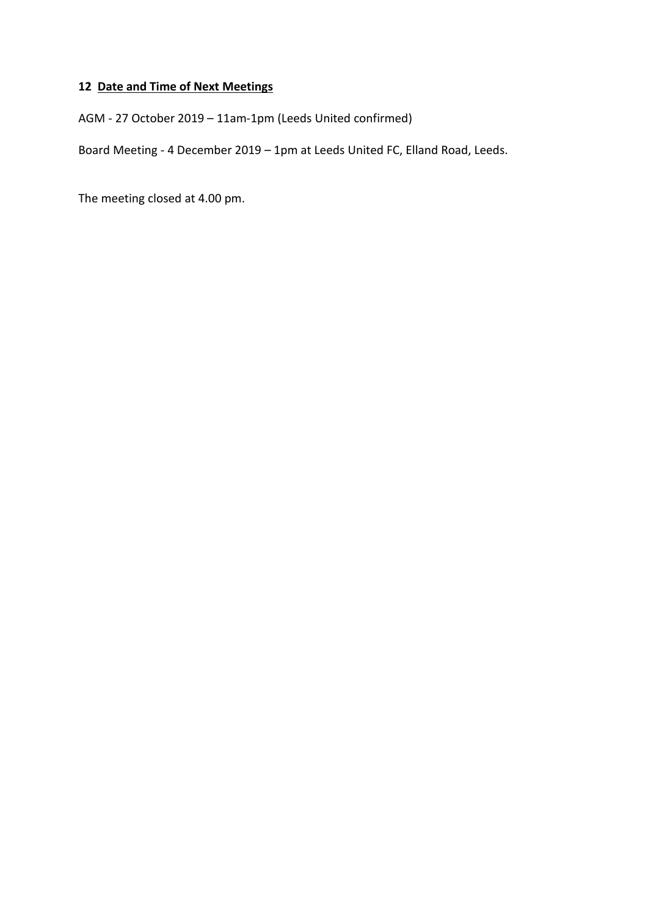## 12 Date and Time of Next Meetings

AGM - 27 October 2019 – 11am-1pm (Leeds United confirmed)

Board Meeting - 4 December 2019 – 1pm at Leeds United FC, Elland Road, Leeds.

The meeting closed at 4.00 pm.